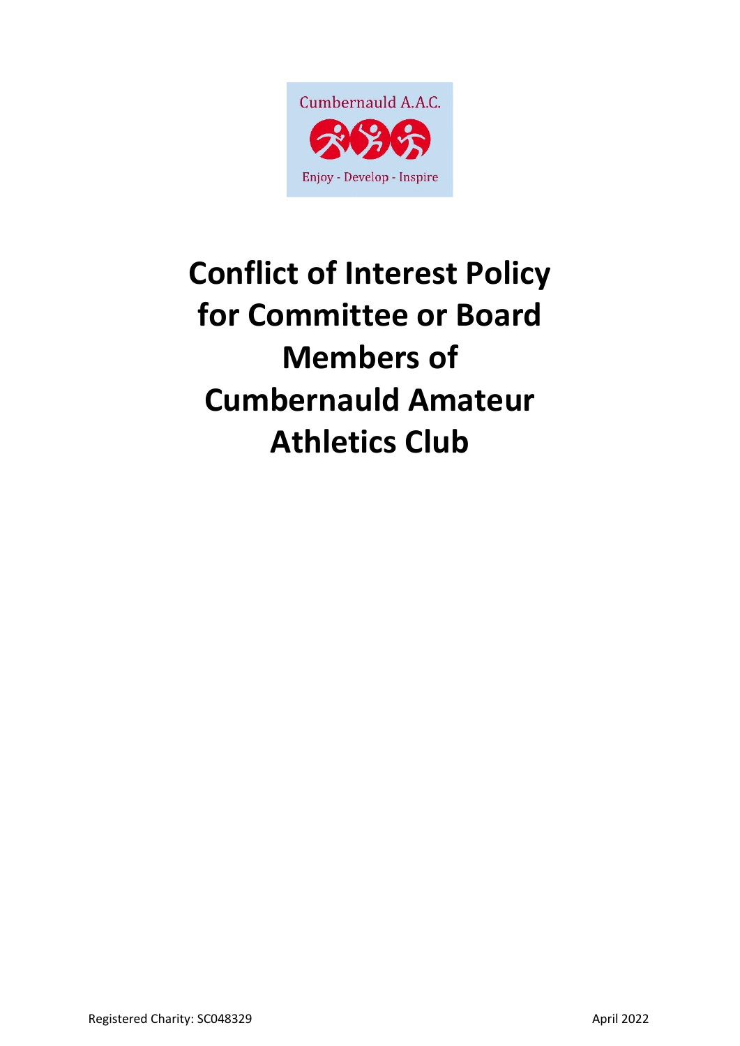Cumbernauld A.A.C.

Enjoy - Develop - Inspire

# Conflict of Interest Policy for Committee or Board Members of Cumbernauld Amateur Athletics Club

Registered Charity: SC048329

April 2022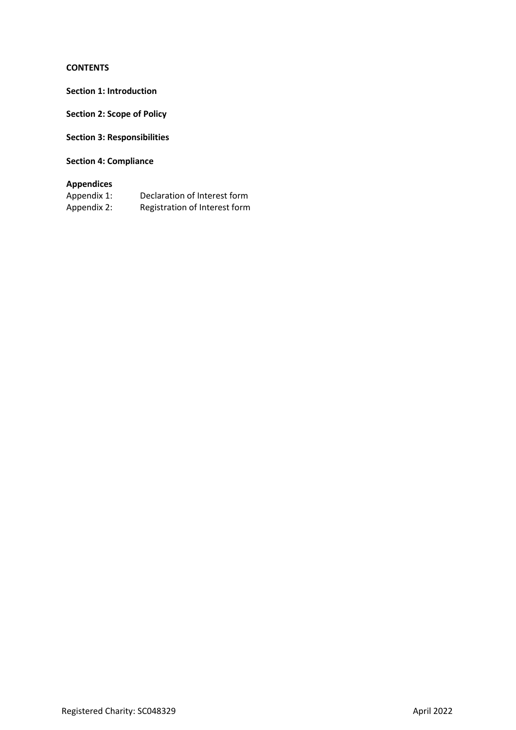**CONTENTS**

**Section 1: Introduction**

**Section 2: Scope of Policy**

**Section 3: Responsibilities**

**Section 4: Compliance**

**Appendices**

| | |
|---|---|
| Appendix 1: | Declaration of Interest form |
| Appendix 2: | Registration of Interest form |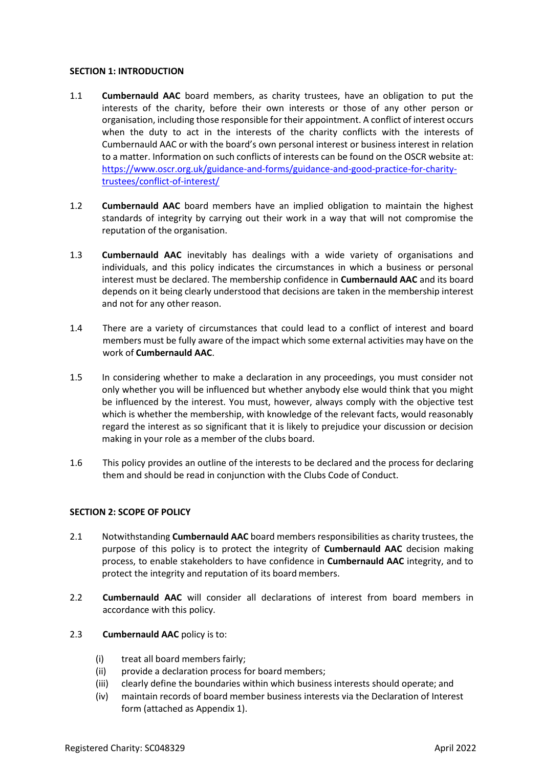**SECTION 1: INTRODUCTION**

1.1 **Cumbernauld AAC** board members, as charity trustees, have an obligation to put the interests of the charity, before their own interests or those of any other person or organisation, including those responsible for their appointment. A conflict of interest occurs when the duty to act in the interests of the charity conflicts with the interests of Cumbernauld AAC or with the board's own personal interest or business interest in relation to a matter. Information on such conflicts of interests can be found on the OSCR website at: [https://www.oscr.org.uk/guidance-and-forms/guidance-and-good-practice-for-charity-trustees/conflict-of-interest/](https://www.oscr.org.uk/guidance-and-forms/guidance-and-good-practice-for-charity-trustees/conflict-of-interest/)

1.2 **Cumbernauld AAC** board members have an implied obligation to maintain the highest standards of integrity by carrying out their work in a way that will not compromise the reputation of the organisation.

1.3 **Cumbernauld AAC** inevitably has dealings with a wide variety of organisations and individuals, and this policy indicates the circumstances in which a business or personal interest must be declared. The membership confidence in **Cumbernauld AAC** and its board depends on it being clearly understood that decisions are taken in the membership interest and not for any other reason.

1.4 There are a variety of circumstances that could lead to a conflict of interest and board members must be fully aware of the impact which some external activities may have on the work of **Cumbernauld AAC**.

1.5 In considering whether to make a declaration in any proceedings, you must consider not only whether you will be influenced but whether anybody else would think that you might be influenced by the interest. You must, however, always comply with the objective test which is whether the membership, with knowledge of the relevant facts, would reasonably regard the interest as so significant that it is likely to prejudice your discussion or decision making in your role as a member of the clubs board.

1.6 This policy provides an outline of the interests to be declared and the process for declaring them and should be read in conjunction with the Clubs Code of Conduct.

**SECTION 2: SCOPE OF POLICY**

2.1 Notwithstanding **Cumbernauld AAC** board members responsibilities as charity trustees, the purpose of this policy is to protect the integrity of **Cumbernauld AAC** decision making process, to enable stakeholders to have confidence in **Cumbernauld AAC** integrity, and to protect the integrity and reputation of its board members.

2.2 **Cumbernauld AAC** will consider all declarations of interest from board members in accordance with this policy.

2.3 **Cumbernauld AAC** policy is to:

- (i) treat all board members fairly;
- (ii) provide a declaration process for board members;
- (iii) clearly define the boundaries within which business interests should operate; and
- (iv) maintain records of board member business interests via the Declaration of Interest form (attached as Appendix 1).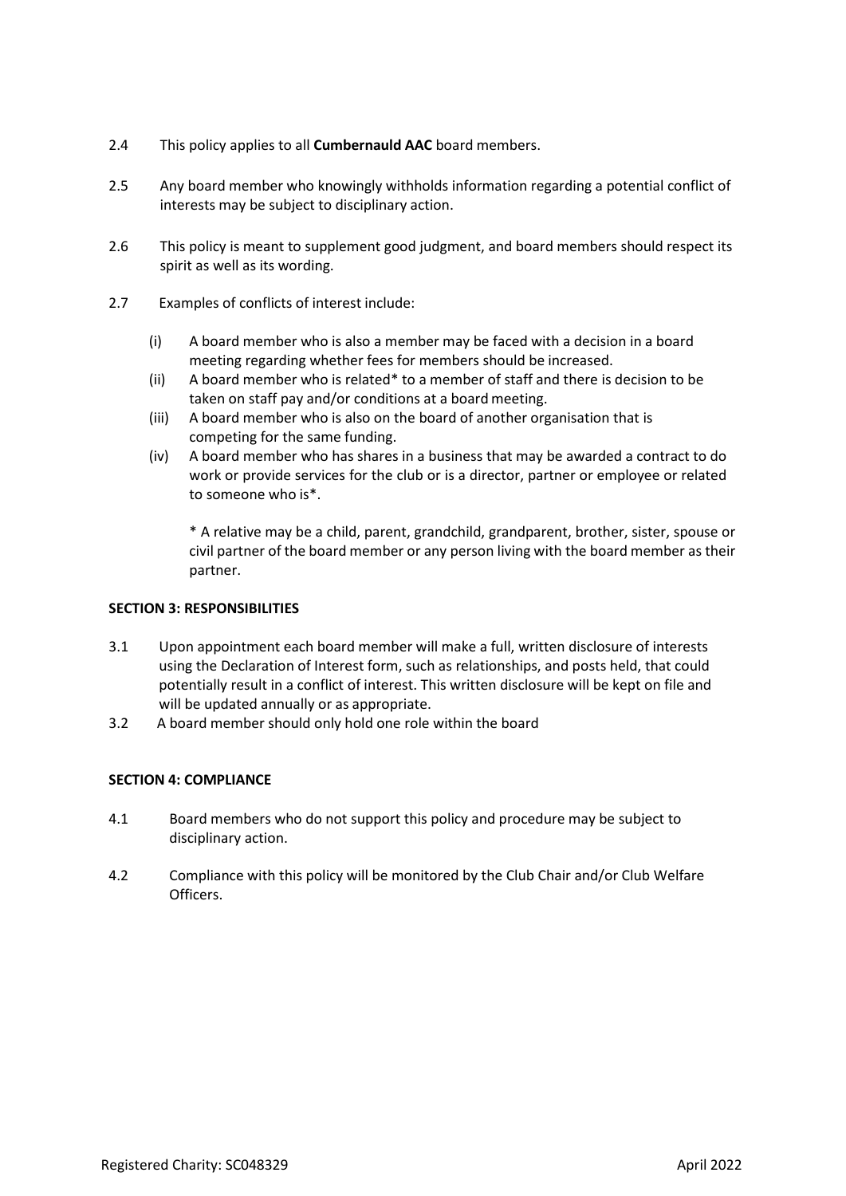2.4 This policy applies to all **Cumbernauld AAC** board members.

2.5 Any board member who knowingly withholds information regarding a potential conflict of interests may be subject to disciplinary action.

2.6 This policy is meant to supplement good judgment, and board members should respect its spirit as well as its wording.

2.7 Examples of conflicts of interest include:

(i) A board member who is also a member may be faced with a decision in a board meeting regarding whether fees for members should be increased.

(ii) A board member who is related* to a member of staff and there is decision to be taken on staff pay and/or conditions at a board meeting.

(iii) A board member who is also on the board of another organisation that is competing for the same funding.

(iv) A board member who has shares in a business that may be awarded a contract to do work or provide services for the club or is a director, partner or employee or related to someone who is*.

\* A relative may be a child, parent, grandchild, grandparent, brother, sister, spouse or civil partner of the board member or any person living with the board member as their partner.

**SECTION 3: RESPONSIBILITIES**

3.1 Upon appointment each board member will make a full, written disclosure of interests using the Declaration of Interest form, such as relationships, and posts held, that could potentially result in a conflict of interest. This written disclosure will be kept on file and will be updated annually or as appropriate.

3.2 A board member should only hold one role within the board

**SECTION 4: COMPLIANCE**

4.1 Board members who do not support this policy and procedure may be subject to disciplinary action.

4.2 Compliance with this policy will be monitored by the Club Chair and/or Club Welfare Officers.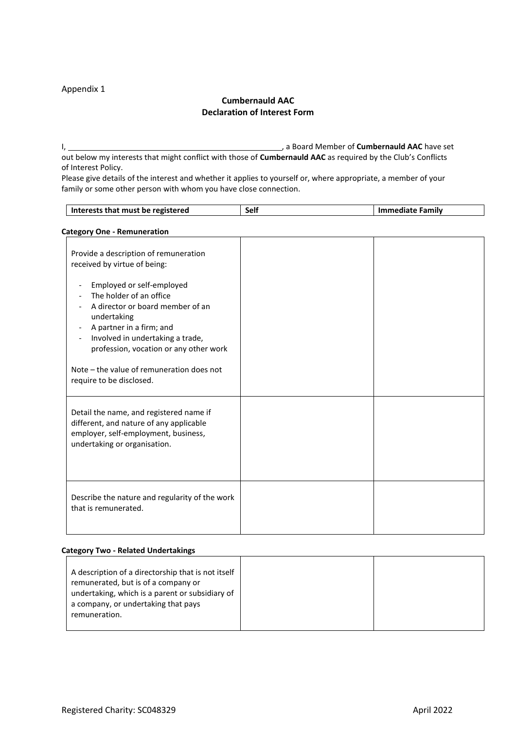Appendix 1

## Cumbernauld AAC
## Declaration of Interest Form

I, \_\_\_\_\_\_\_\_\_\_\_\_\_\_\_\_\_\_\_\_\_\_\_\_\_\_\_\_\_\_\_\_\_\_\_\_\_\_\_\_\_\_\_\_, a Board Member of **Cumbernauld AAC** have set out below my interests that might conflict with those of **Cumbernauld AAC** as required by the Club's Conflicts of Interest Policy.

Please give details of the interest and whether it applies to yourself or, where appropriate, a member of your family or some other person with whom you have close connection.

| Interests that must be registered | Self | Immediate Family |
|---|---|---|

**Category One - Remuneration**

| | | |
|---|---|---|
| Provide a description of remuneration received by virtue of being:<br><br>- Employed or self-employed<br>- The holder of an office<br>- A director or board member of an undertaking<br>- A partner in a firm; and<br>- Involved in undertaking a trade, profession, vocation or any other work<br><br>Note – the value of remuneration does not require to be disclosed. | | |
| Detail the name, and registered name if different, and nature of any applicable employer, self-employment, business, undertaking or organisation. | | |
| Describe the nature and regularity of the work that is remunerated. | | |

**Category Two - Related Undertakings**

| | | |
|---|---|---|
| A description of a directorship that is not itself remunerated, but is of a company or undertaking, which is a parent or subsidiary of a company, or undertaking that pays remuneration. | | |

Registered Charity: SC048329 April 2022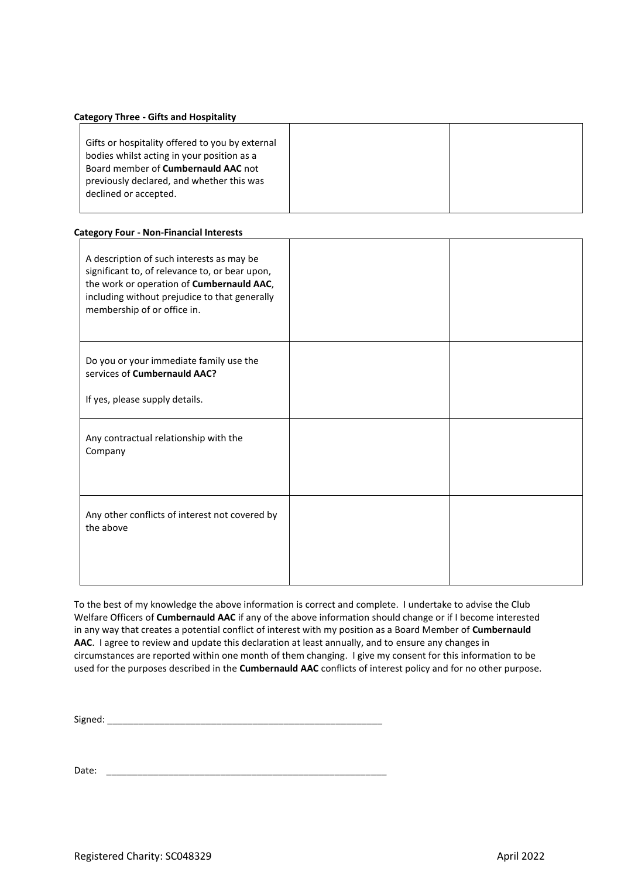**Category Three - Gifts and Hospitality**

| | | |
|---|---|---|
| Gifts or hospitality offered to you by external bodies whilst acting in your position as a Board member of **Cumbernauld AAC** not previously declared, and whether this was declined or accepted. | | |

**Category Four - Non-Financial Interests**

| | | |
|---|---|---|
| A description of such interests as may be significant to, of relevance to, or bear upon, the work or operation of **Cumbernauld AAC**, including without prejudice to that generally membership of or office in. | | |
| Do you or your immediate family use the services of **Cumbernauld AAC?** If yes, please supply details. | | |
| Any contractual relationship with the Company | | |
| Any other conflicts of interest not covered by the above | | |

To the best of my knowledge the above information is correct and complete. I undertake to advise the Club Welfare Officers of **Cumbernauld AAC** if any of the above information should change or if I become interested in any way that creates a potential conflict of interest with my position as a Board Member of **Cumbernauld AAC**. I agree to review and update this declaration at least annually, and to ensure any changes in circumstances are reported within one month of them changing. I give my consent for this information to be used for the purposes described in the **Cumbernauld AAC** conflicts of interest policy and for no other purpose.

Signed: _______________________________________________________

Date: _______________________________________________________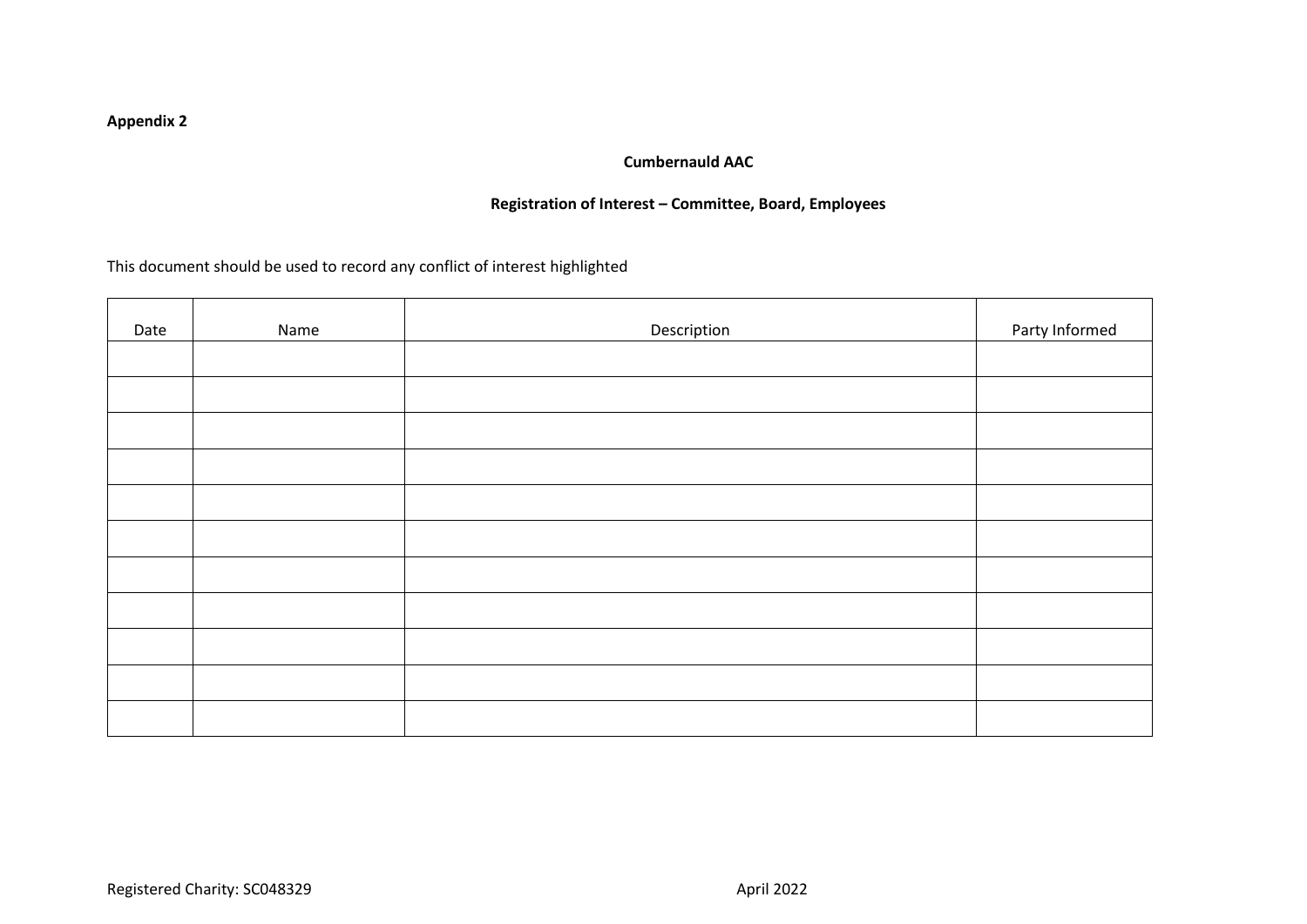**Appendix 2**

**Cumbernauld AAC**

**Registration of Interest – Committee, Board, Employees**

This document should be used to record any conflict of interest highlighted

| Date | Name | Description | Party Informed |
|---|---|---|---|
| | | | |
| | | | |
| | | | |
| | | | |
| | | | |
| | | | |
| | | | |
| | | | |
| | | | |
| | | | |
| | | | |

Registered Charity: SC048329 April 2022